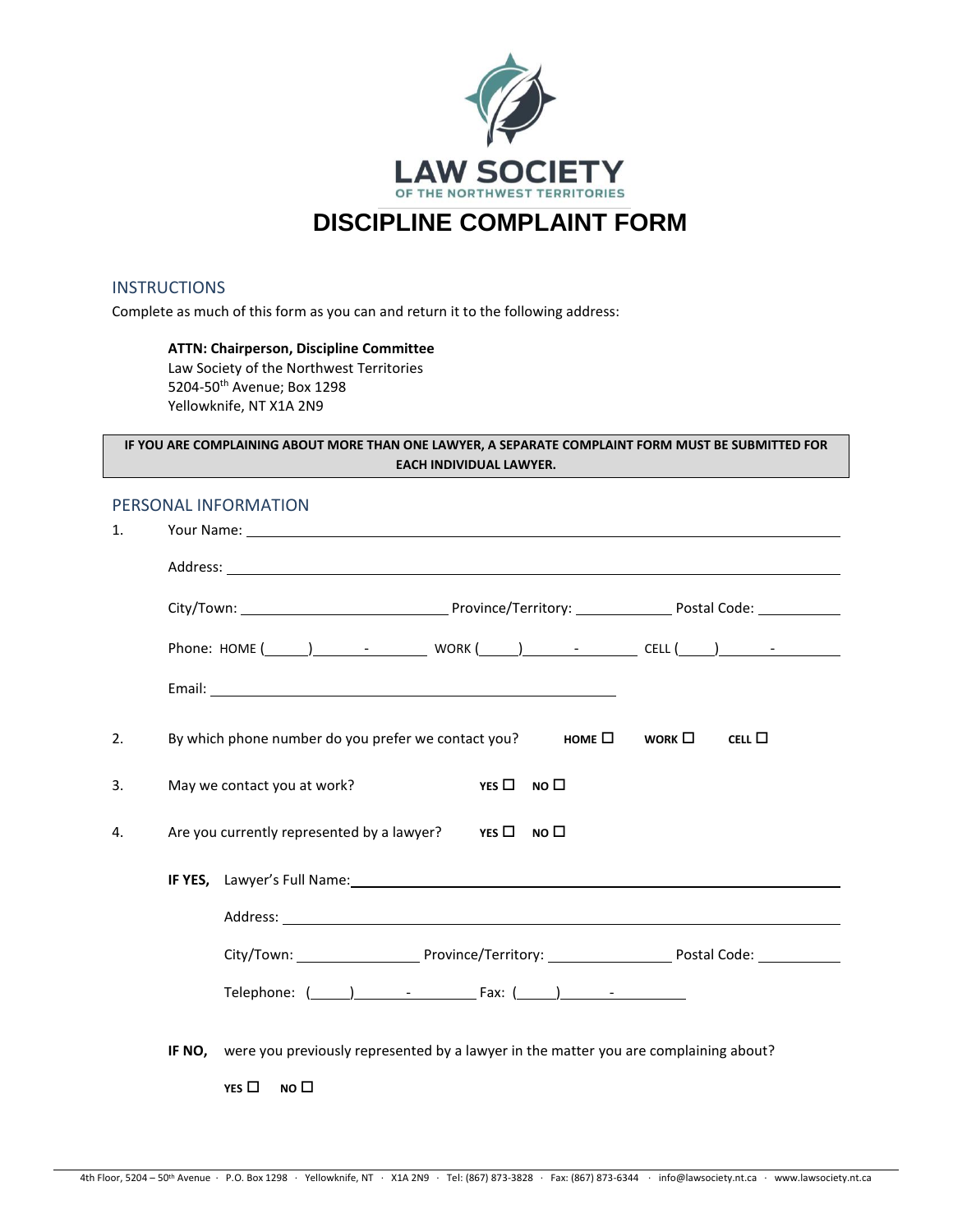LAW SOCIETY
OF THE NORTHWEST TERRITORIES

# DISCIPLINE COMPLAINT FORM

## INSTRUCTIONS

Complete as much of this form as you can and return it to the following address:

> **ATTN: Chairperson, Discipline Committee**
> Law Society of the Northwest Territories
> 5204-50th Avenue; Box 1298
> Yellowknife, NT X1A 2N9

**IF YOU ARE COMPLAINING ABOUT MORE THAN ONE LAWYER, A SEPARATE COMPLAINT FORM MUST BE SUBMITTED FOR EACH INDIVIDUAL LAWYER.**

## PERSONAL INFORMATION

1. Your Name: ______________________________

   Address: ______________________________

   City/Town: ______________ Province/Territory: ______________ Postal Code: ______________

   Phone: HOME (____) ____-______ WORK (____) ____-______ CELL (____) ____-______

   Email: ______________________________

2. By which phone number do you prefer we contact you? **HOME** ☐ **WORK** ☐ **CELL** ☐

3. May we contact you at work? **YES** ☐ **NO** ☐

4. Are you currently represented by a lawyer? **YES** ☐ **NO** ☐

   **IF YES,** Lawyer's Full Name: ______________________________

   Address: ______________________________

   City/Town: ______________ Province/Territory: ______________ Postal Code: ______________

   Telephone: (____) ____-______ Fax: (____) ____-______

   **IF NO,** were you previously represented by a lawyer in the matter you are complaining about?

   **YES** ☐ **NO** ☐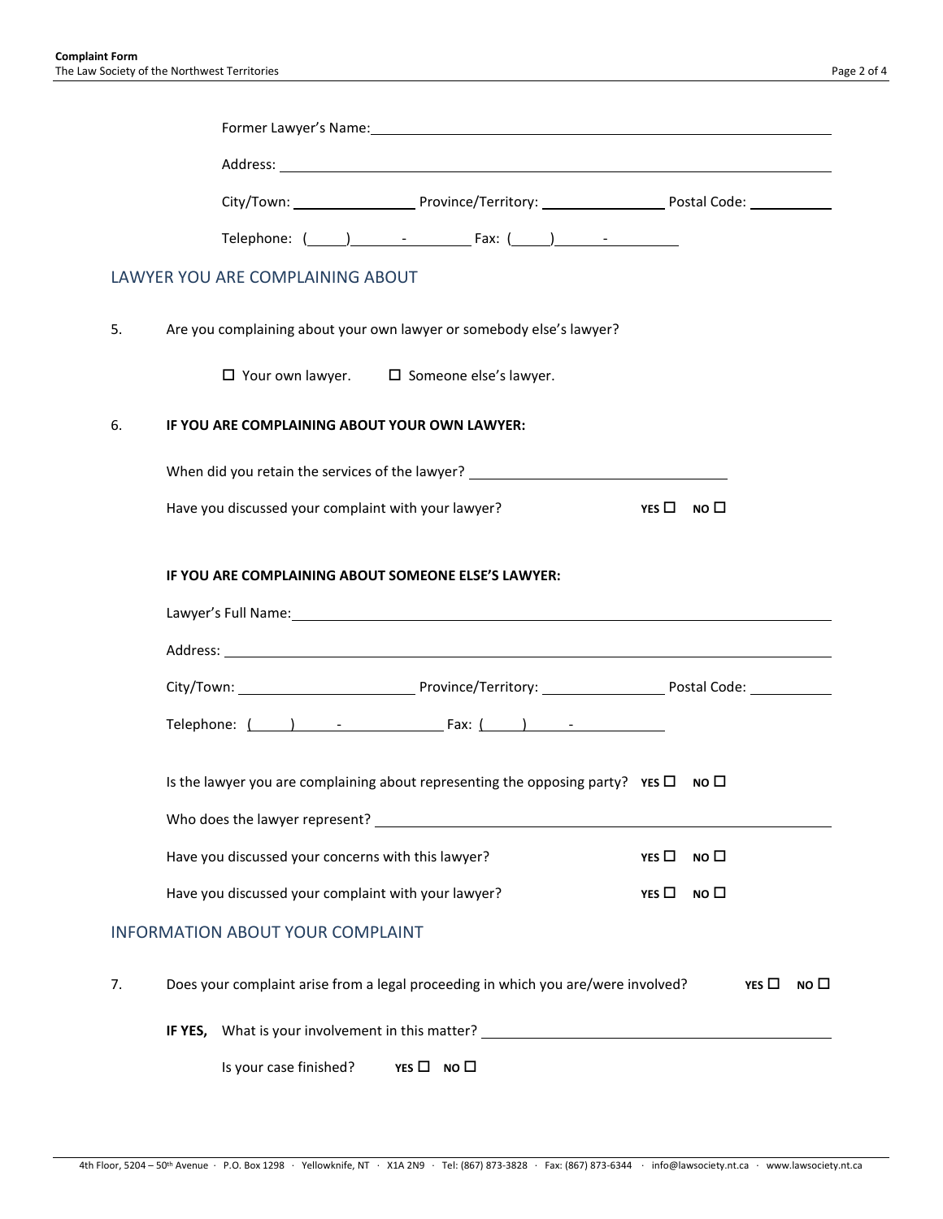Former Lawyer's Name: ______________________________________________

Address: ______________________________________________

City/Town: ________________ Province/Territory: ________________ Postal Code: ___________

Telephone: (____) _______ - _________ Fax: (____) _______ - _________

## LAWYER YOU ARE COMPLAINING ABOUT

5. Are you complaining about your own lawyer or somebody else's lawyer?

   ☐ Your own lawyer. ☐ Someone else's lawyer.

6. **IF YOU ARE COMPLAINING ABOUT YOUR OWN LAWYER:**

   When did you retain the services of the lawyer? ______________________________

   Have you discussed your complaint with your lawyer? **YES** ☐ **NO** ☐

   **IF YOU ARE COMPLAINING ABOUT SOMEONE ELSE'S LAWYER:**

   Lawyer's Full Name: ______________________________________________

   Address: ______________________________________________

   City/Town: ______________________ Province/Territory: ________________ Postal Code: ___________

   Telephone: (____) _______ - _____________ Fax: (____) _______ - _____________

   Is the lawyer you are complaining about representing the opposing party? **YES** ☐ **NO** ☐

   Who does the lawyer represent? ______________________________________________

   Have you discussed your concerns with this lawyer? **YES** ☐ **NO** ☐

   Have you discussed your complaint with your lawyer? **YES** ☐ **NO** ☐

## INFORMATION ABOUT YOUR COMPLAINT

7. Does your complaint arise from a legal proceeding in which you are/were involved? **YES** ☐ **NO** ☐

   **IF YES,** What is your involvement in this matter? ______________________________

   Is your case finished? **YES** ☐ **NO** ☐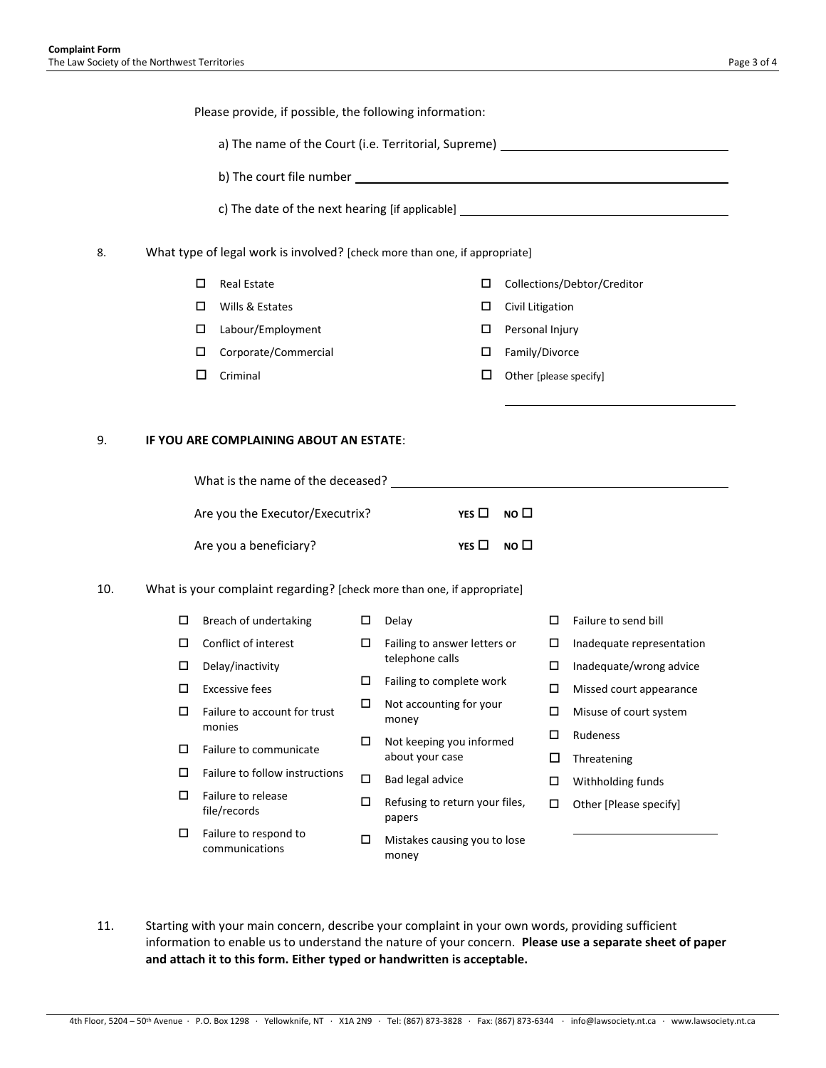Please provide, if possible, the following information:

a) The name of the Court (i.e. Territorial, Supreme) ______________________

b) The court file number ______________________

c) The date of the next hearing [if applicable] ______________________

8. What type of legal work is involved? [check more than one, if appropriate]

- ☐ Real Estate
- ☐ Wills & Estates
- ☐ Labour/Employment
- ☐ Corporate/Commercial
- ☐ Criminal
- ☐ Collections/Debtor/Creditor
- ☐ Civil Litigation
- ☐ Personal Injury
- ☐ Family/Divorce
- ☐ Other [please specify] ______________________

9. **IF YOU ARE COMPLAINING ABOUT AN ESTATE**:

What is the name of the deceased? ______________________

Are you the Executor/Executrix? **YES** ☐ **NO** ☐

Are you a beneficiary? **YES** ☐ **NO** ☐

10. What is your complaint regarding? [check more than one, if appropriate]

- ☐ Breach of undertaking
- ☐ Conflict of interest
- ☐ Delay/inactivity
- ☐ Excessive fees
- ☐ Failure to account for trust monies
- ☐ Failure to communicate
- ☐ Failure to follow instructions
- ☐ Failure to release file/records
- ☐ Failure to respond to communications
- ☐ Delay
- ☐ Failing to answer letters or telephone calls
- ☐ Failing to complete work
- ☐ Not accounting for your money
- ☐ Not keeping you informed about your case
- ☐ Bad legal advice
- ☐ Refusing to return your files, papers
- ☐ Mistakes causing you to lose money
- ☐ Failure to send bill
- ☐ Inadequate representation
- ☐ Inadequate/wrong advice
- ☐ Missed court appearance
- ☐ Misuse of court system
- ☐ Rudeness
- ☐ Threatening
- ☐ Withholding funds
- ☐ Other [Please specify] ______________________

11. Starting with your main concern, describe your complaint in your own words, providing sufficient information to enable us to understand the nature of your concern. **Please use a separate sheet of paper and attach it to this form. Either typed or handwritten is acceptable.**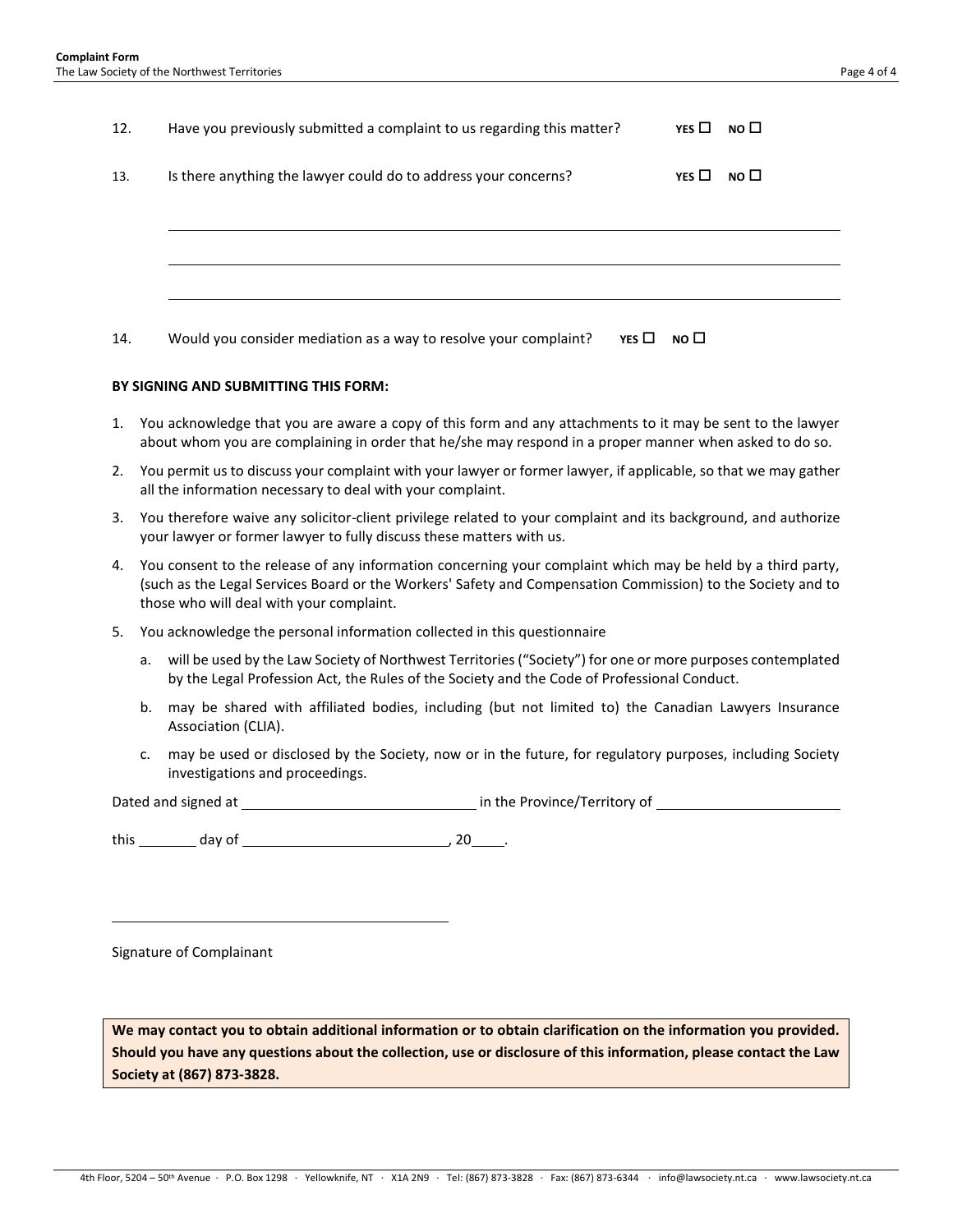12. Have you previously submitted a complaint to us regarding this matter? YES ☐ NO ☐

13. Is there anything the lawyer could do to address your concerns? YES ☐ NO ☐

\_\_\_\_\_\_\_\_\_\_\_\_\_\_\_\_\_\_\_\_\_\_\_\_\_\_\_\_\_\_\_\_\_\_\_\_\_\_\_\_\_\_\_\_\_\_\_\_\_\_\_\_\_\_\_\_\_\_\_\_\_\_\_\_\_\_\_\_\_\_

\_\_\_\_\_\_\_\_\_\_\_\_\_\_\_\_\_\_\_\_\_\_\_\_\_\_\_\_\_\_\_\_\_\_\_\_\_\_\_\_\_\_\_\_\_\_\_\_\_\_\_\_\_\_\_\_\_\_\_\_\_\_\_\_\_\_\_\_\_\_

\_\_\_\_\_\_\_\_\_\_\_\_\_\_\_\_\_\_\_\_\_\_\_\_\_\_\_\_\_\_\_\_\_\_\_\_\_\_\_\_\_\_\_\_\_\_\_\_\_\_\_\_\_\_\_\_\_\_\_\_\_\_\_\_\_\_\_\_\_\_

14. Would you consider mediation as a way to resolve your complaint? YES ☐ NO ☐

**BY SIGNING AND SUBMITTING THIS FORM:**

1. You acknowledge that you are aware a copy of this form and any attachments to it may be sent to the lawyer about whom you are complaining in order that he/she may respond in a proper manner when asked to do so.
2. You permit us to discuss your complaint with your lawyer or former lawyer, if applicable, so that we may gather all the information necessary to deal with your complaint.
3. You therefore waive any solicitor-client privilege related to your complaint and its background, and authorize your lawyer or former lawyer to fully discuss these matters with us.
4. You consent to the release of any information concerning your complaint which may be held by a third party, (such as the Legal Services Board or the Workers' Safety and Compensation Commission) to the Society and to those who will deal with your complaint.
5. You acknowledge the personal information collected in this questionnaire
   a. will be used by the Law Society of Northwest Territories ("Society") for one or more purposes contemplated by the Legal Profession Act, the Rules of the Society and the Code of Professional Conduct.
   b. may be shared with affiliated bodies, including (but not limited to) the Canadian Lawyers Insurance Association (CLIA).
   c. may be used or disclosed by the Society, now or in the future, for regulatory purposes, including Society investigations and proceedings.

Dated and signed at \_\_\_\_\_\_\_\_\_\_\_\_\_\_\_\_\_\_\_\_\_\_\_\_\_\_\_\_ in the Province/Territory of \_\_\_\_\_\_\_\_\_\_\_\_\_\_\_\_\_\_\_\_\_\_

this \_\_\_\_\_\_\_ day of \_\_\_\_\_\_\_\_\_\_\_\_\_\_\_\_\_\_\_\_\_\_\_\_\_, 20\_\_\_\_.

\_\_\_\_\_\_\_\_\_\_\_\_\_\_\_\_\_\_\_\_\_\_\_\_\_\_\_\_\_\_\_\_\_\_\_\_\_\_\_\_\_\_

Signature of Complainant

**We may contact you to obtain additional information or to obtain clarification on the information you provided. Should you have any questions about the collection, use or disclosure of this information, please contact the Law Society at (867) 873-3828.**